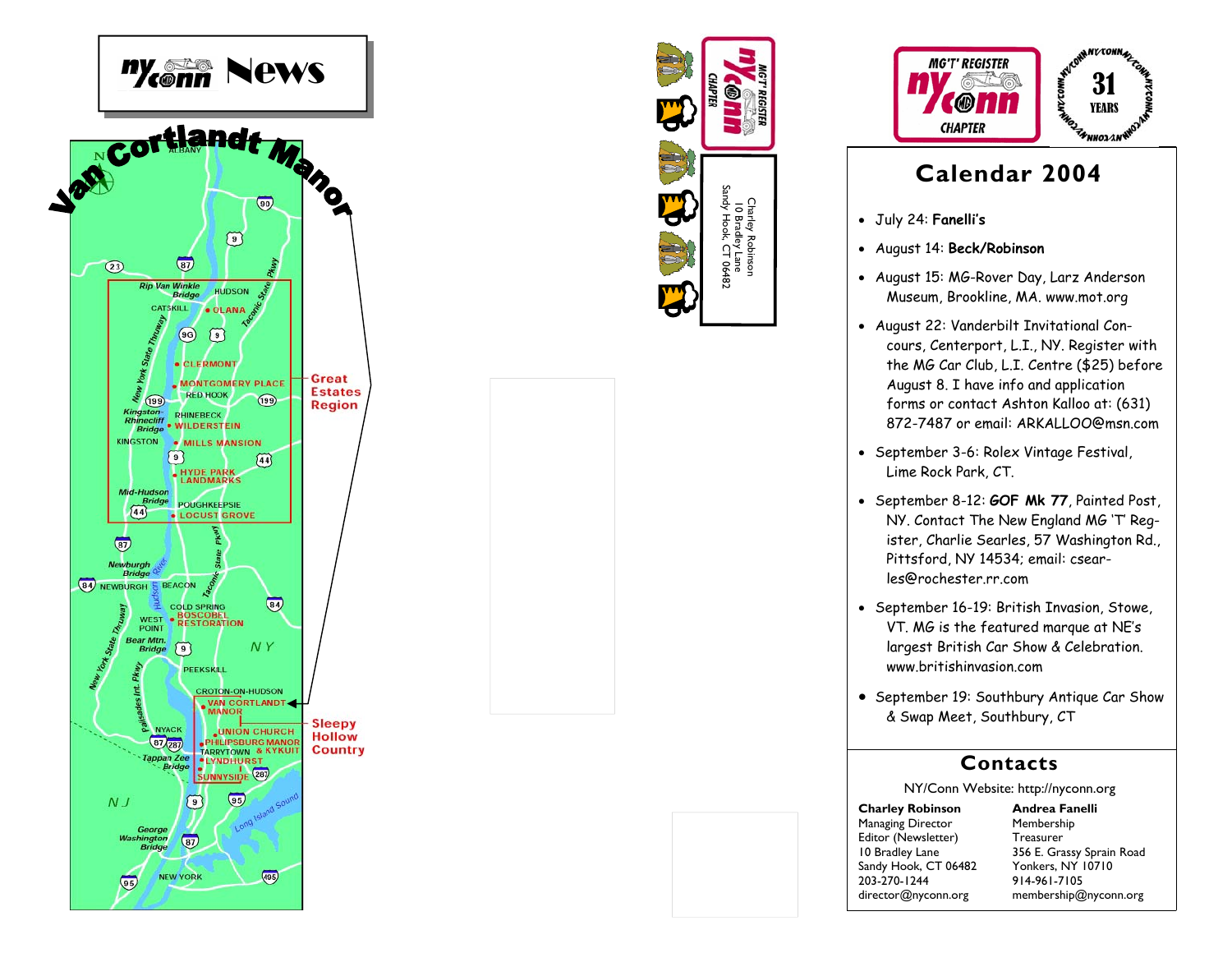# NY/Conn News

## Van Cortlandt Manor

ALBANY

Rip Van Winkle Bridge — HUDSON — CATSKILL — OLANA — CLERMONT — MONTGOMERY PLACE — RED HOOK — Kingston-Rhinecliff Bridge — RHINEBECK — WILDERSTEIN — KINGSTON — MILLS MANSION — HYDE PARK LANDMARKS — Mid-Hudson Bridge — POUGHKEEPSIE — LOCUST GROVE

Great Estates Region

Newburgh Bridge — NEWBURGH — BEACON — COLD SPRING — WEST POINT — BOSCOBEL RESTORATION — Bear Mtn. Bridge — PEEKSKILL — CROTON-ON-HUDSON — VAN CORTLANDT MANOR — NYACK — UNION CHURCH — PHILIPSBURG MANOR & KYKUIT — TARRYTOWN — LYNDHURST — Tappan Zee Bridge — SUNNYSIDE — George Washington Bridge — NEW YORK

Sleepy Hollow Country

NY — NJ — Long Island Sound

MG'T' REGISTER NY/Conn CHAPTER

Charley Robinson
10 Bradley Lane
Sandy Hook, CT 06482

MG'T' REGISTER NY/Conn CHAPTER — 31 YEARS

## Calendar 2004

- July 24: **Fanelli's**
- August 14: **Beck/Robinson**
- August 15: MG-Rover Day, Larz Anderson Museum, Brookline, MA. www.mot.org
- August 22: Vanderbilt Invitational Concours, Centerport, L.I., NY. Register with the MG Car Club, L.I. Centre ($25) before August 8. I have info and application forms or contact Ashton Kalloo at: (631) 872-7487 or email: ARKALLOO@msn.com
- September 3-6: Rolex Vintage Festival, Lime Rock Park, CT.
- September 8-12: **GOF Mk 77**, Painted Post, NY. Contact The New England MG 'T' Register, Charlie Searles, 57 Washington Rd., Pittsford, NY 14534; email: csearles@rochester.rr.com
- September 16-19: British Invasion, Stowe, VT. MG is the featured marque at NE's largest British Car Show & Celebration. www.britishinvasion.com
- September 19: Southbury Antique Car Show & Swap Meet, Southbury, CT

## Contacts

NY/Conn Website: http://nyconn.org

**Charley Robinson**
Managing Director
Editor (Newsletter)
10 Bradley Lane
Sandy Hook, CT 06482
203-270-1244
director@nyconn.org

**Andrea Fanelli**
Membership
Treasurer
356 E. Grassy Sprain Road
Yonkers, NY 10710
914-961-7105
membership@nyconn.org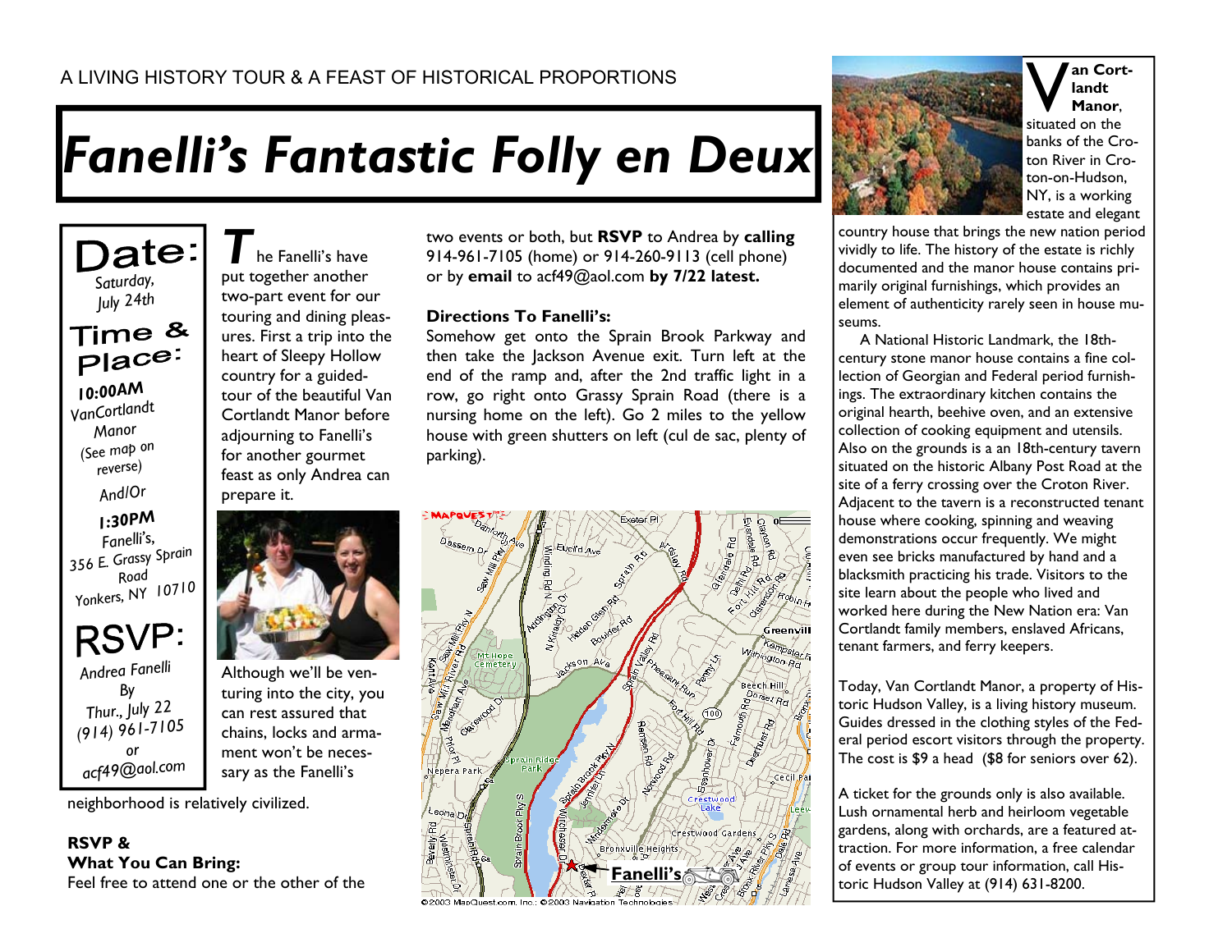A LIVING HISTORY TOUR & A FEAST OF HISTORICAL PROPORTIONS

# *Fanelli's Fantastic Folly en Deux*

## Date:

*Saturday, July 24th*

## Time & Place:

**10:00AM**
*VanCortlandt Manor*
*(See map on reverse)*

*And/Or*

**1:30PM**
*Fanelli's,*
*356 E. Grassy Sprain Road*
*Yonkers, NY 10710*

## RSVP:

*Andrea Fanelli*
*By*
*Thur., July 22*
*(914) 961-7105*
*or*
*acf49@aol.com*

The Fanelli's have put together another two-part event for our touring and dining pleasures. First a trip into the heart of Sleepy Hollow country for a guided-tour of the beautiful Van Cortlandt Manor before adjourning to Fanelli's for another gourmet feast as only Andrea can prepare it.

Although we'll be venturing into the city, you can rest assured that chains, locks and armament won't be necessary as the Fanelli's neighborhood is relatively civilized.

**RSVP & What You Can Bring:**
Feel free to attend one or the other of the two events or both, but **RSVP** to Andrea by **calling** 914-961-7105 (home) or 914-260-9113 (cell phone) or by **email** to acf49@aol.com **by 7/22 latest.**

**Directions To Fanelli's:**
Somehow get onto the Sprain Brook Parkway and then take the Jackson Avenue exit. Turn left at the end of the ramp and, after the 2nd traffic light in a row, go right onto Grassy Sprain Road (there is a nursing home on the left). Go 2 miles to the yellow house with green shutters on left (cul de sac, plenty of parking).

Fanelli's

©2003 MapQuest.com, Inc.; ©2003 Navigation Technologies

**Van Cortlandt Manor**, situated on the banks of the Croton River in Croton-on-Hudson, NY, is a working estate and elegant country house that brings the new nation period vividly to life. The history of the estate is richly documented and the manor house contains primarily original furnishings, which provides an element of authenticity rarely seen in house museums.

A National Historic Landmark, the 18th-century stone manor house contains a fine collection of Georgian and Federal period furnishings. The extraordinary kitchen contains the original hearth, beehive oven, and an extensive collection of cooking equipment and utensils. Also on the grounds is a an 18th-century tavern situated on the historic Albany Post Road at the site of a ferry crossing over the Croton River. Adjacent to the tavern is a reconstructed tenant house where cooking, spinning and weaving demonstrations occur frequently. We might even see bricks manufactured by hand and a blacksmith practicing his trade. Visitors to the site learn about the people who lived and worked here during the New Nation era: Van Cortlandt family members, enslaved Africans, tenant farmers, and ferry keepers.

Today, Van Cortlandt Manor, a property of Historic Hudson Valley, is a living history museum. Guides dressed in the clothing styles of the Federal period escort visitors through the property. The cost is $9 a head ($8 for seniors over 62).

A ticket for the grounds only is also available. Lush ornamental herb and heirloom vegetable gardens, along with orchards, are a featured attraction. For more information, a free calendar of events or group tour information, call Historic Hudson Valley at (914) 631-8200.